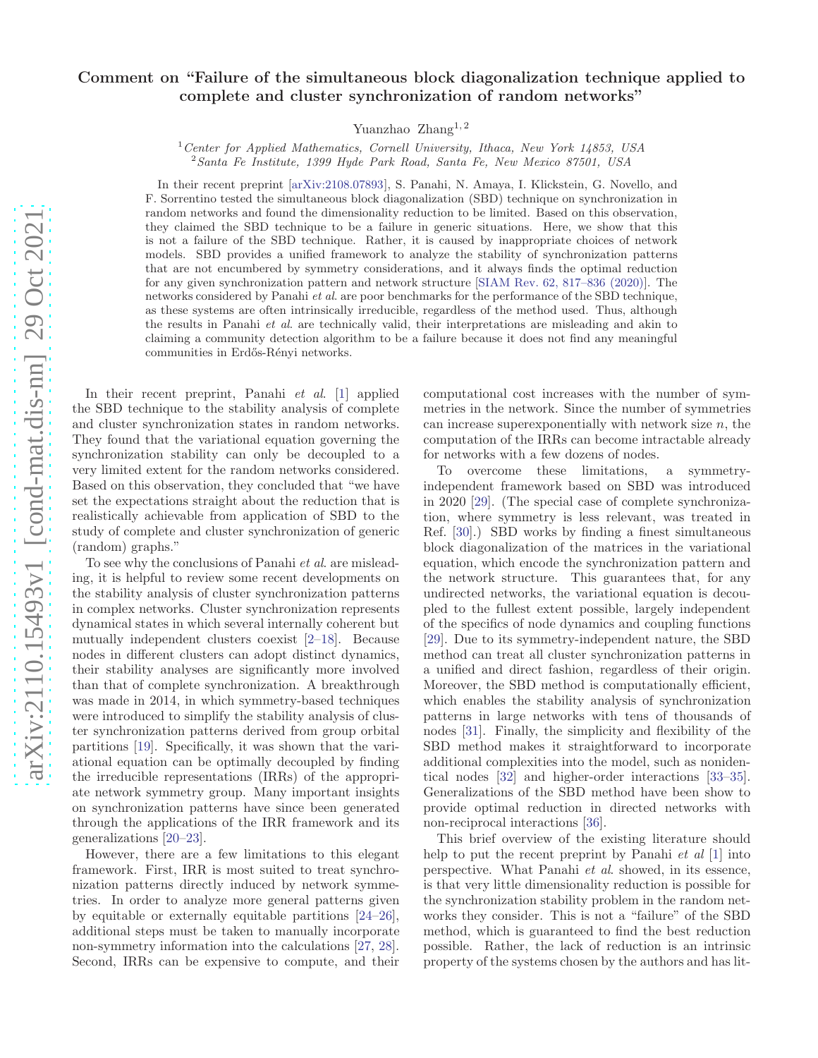# Comment on "Failure of the simultaneous block diagonalization technique applied to complete and cluster synchronization of random networks"

Yuanzhao Zhang[1,2]

[1] *Center for Applied Mathematics, Cornell University, Ithaca, New York 14853, USA*
[2] *Santa Fe Institute, 1399 Hyde Park Road, Santa Fe, New Mexico 87501, USA*

In their recent preprint [arXiv:2108.07893], S. Panahi, N. Amaya, I. Klickstein, G. Novello, and F. Sorrentino tested the simultaneous block diagonalization (SBD) technique on synchronization in random networks and found the dimensionality reduction to be limited. Based on this observation, they claimed the SBD technique to be a failure in generic situations. Here, we show that this is not a failure of the SBD technique. Rather, it is caused by inappropriate choices of network models. SBD provides a unified framework to analyze the stability of synchronization patterns that are not encumbered by symmetry considerations, and it always finds the optimal reduction for any given synchronization pattern and network structure [SIAM Rev. 62, 817–836 (2020)]. The networks considered by Panahi *et al.* are poor benchmarks for the performance of the SBD technique, as these systems are often intrinsically irreducible, regardless of the method used. Thus, although the results in Panahi *et al.* are technically valid, their interpretations are misleading and akin to claiming a community detection algorithm to be a failure because it does not find any meaningful communities in Erdős-Rényi networks.

In their recent preprint, Panahi *et al.* [1] applied the SBD technique to the stability analysis of complete and cluster synchronization states in random networks. They found that the variational equation governing the synchronization stability can only be decoupled to a very limited extent for the random networks considered. Based on this observation, they concluded that "we have set the expectations straight about the reduction that is realistically achievable from application of SBD to the study of complete and cluster synchronization of generic (random) graphs."

To see why the conclusions of Panahi *et al.* are misleading, it is helpful to review some recent developments on the stability analysis of cluster synchronization patterns in complex networks. Cluster synchronization represents dynamical states in which several internally coherent but mutually independent clusters coexist [2–18]. Because nodes in different clusters can adopt distinct dynamics, their stability analyses are significantly more involved than that of complete synchronization. A breakthrough was made in 2014, in which symmetry-based techniques were introduced to simplify the stability analysis of cluster synchronization patterns derived from group orbital partitions [19]. Specifically, it was shown that the variational equation can be optimally decoupled by finding the irreducible representations (IRRs) of the appropriate network symmetry group. Many important insights on synchronization patterns have since been generated through the applications of the IRR framework and its generalizations [20–23].

However, there are a few limitations to this elegant framework. First, IRR is most suited to treat synchronization patterns directly induced by network symmetries. In order to analyze more general patterns given by equitable or externally equitable partitions [24–26], additional steps must be taken to manually incorporate non-symmetry information into the calculations [27, 28]. Second, IRRs can be expensive to compute, and their computational cost increases with the number of symmetries in the network. Since the number of symmetries can increase superexponentially with network size $n$, the computation of the IRRs can become intractable already for networks with a few dozens of nodes.

To overcome these limitations, a symmetry-independent framework based on SBD was introduced in 2020 [29]. (The special case of complete synchronization, where symmetry is less relevant, was treated in Ref. [30].) SBD works by finding a finest simultaneous block diagonalization of the matrices in the variational equation, which encode the synchronization pattern and the network structure. This guarantees that, for any undirected networks, the variational equation is decoupled to the fullest extent possible, largely independent of the specifics of node dynamics and coupling functions [29]. Due to its symmetry-independent nature, the SBD method can treat all cluster synchronization patterns in a unified and direct fashion, regardless of their origin. Moreover, the SBD method is computationally efficient, which enables the stability analysis of synchronization patterns in large networks with tens of thousands of nodes [31]. Finally, the simplicity and flexibility of the SBD method makes it straightforward to incorporate additional complexities into the model, such as nonidentical nodes [32] and higher-order interactions [33–35]. Generalizations of the SBD method have been show to provide optimal reduction in directed networks with non-reciprocal interactions [36].

This brief overview of the existing literature should help to put the recent preprint by Panahi *et al* [1] into perspective. What Panahi *et al.* showed, in its essence, is that very little dimensionality reduction is possible for the synchronization stability problem in the random networks they consider. This is not a "failure" of the SBD method, which is guaranteed to find the best reduction possible. Rather, the lack of reduction is an intrinsic property of the systems chosen by the authors and has lit-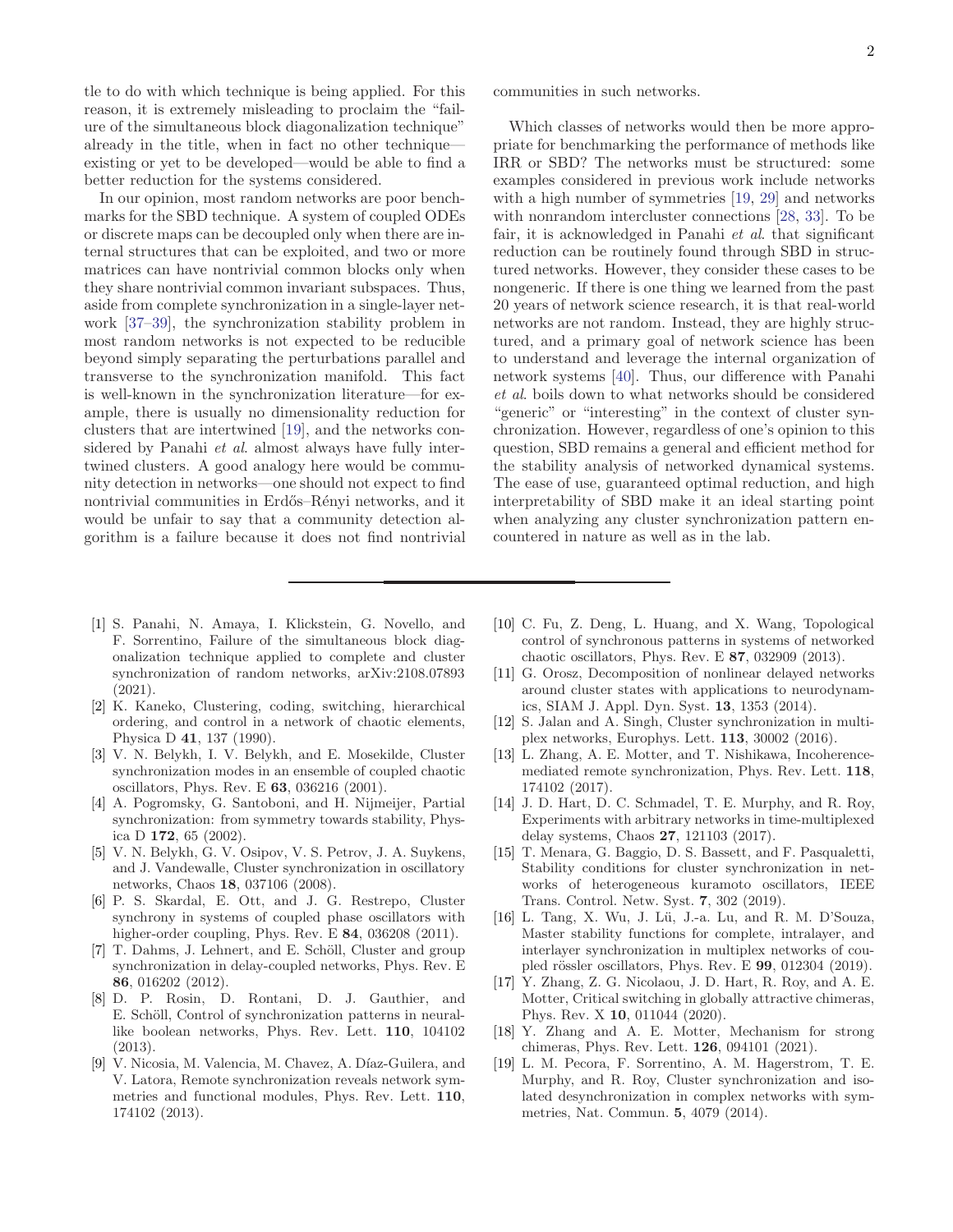tle to do with which technique is being applied. For this reason, it is extremely misleading to proclaim the "failure of the simultaneous block diagonalization technique" already in the title, when in fact no other technique—existing or yet to be developed—would be able to find a better reduction for the systems considered.

In our opinion, most random networks are poor benchmarks for the SBD technique. A system of coupled ODEs or discrete maps can be decoupled only when there are internal structures that can be exploited, and two or more matrices can have nontrivial common blocks only when they share nontrivial common invariant subspaces. Thus, aside from complete synchronization in a single-layer network [37–39], the synchronization stability problem in most random networks is not expected to be reducible beyond simply separating the perturbations parallel and transverse to the synchronization manifold. This fact is well-known in the synchronization literature—for example, there is usually no dimensionality reduction for clusters that are intertwined [19], and the networks considered by Panahi *et al.* almost always have fully intertwined clusters. A good analogy here would be community detection in networks—one should not expect to find nontrivial communities in Erdős–Rényi networks, and it would be unfair to say that a community detection algorithm is a failure because it does not find nontrivial communities in such networks.

Which classes of networks would then be more appropriate for benchmarking the performance of methods like IRR or SBD? The networks must be structured: some examples considered in previous work include networks with a high number of symmetries [19, 29] and networks with nonrandom intercluster connections [28, 33]. To be fair, it is acknowledged in Panahi *et al.* that significant reduction can be routinely found through SBD in structured networks. However, they consider these cases to be nongeneric. If there is one thing we learned from the past 20 years of network science research, it is that real-world networks are not random. Instead, they are highly structured, and a primary goal of network science has been to understand and leverage the internal organization of network systems [40]. Thus, our difference with Panahi *et al.* boils down to what networks should be considered "generic" or "interesting" in the context of cluster synchronization. However, regardless of one's opinion to this question, SBD remains a general and efficient method for the stability analysis of networked dynamical systems. The ease of use, guaranteed optimal reduction, and high interpretability of SBD make it an ideal starting point when analyzing any cluster synchronization pattern encountered in nature as well as in the lab.

---

[1] S. Panahi, N. Amaya, I. Klickstein, G. Novello, and F. Sorrentino, Failure of the simultaneous block diagonalization technique applied to complete and cluster synchronization of random networks, arXiv:2108.07893 (2021).

[2] K. Kaneko, Clustering, coding, switching, hierarchical ordering, and control in a network of chaotic elements, Physica D **41**, 137 (1990).

[3] V. N. Belykh, I. V. Belykh, and E. Mosekilde, Cluster synchronization modes in an ensemble of coupled chaotic oscillators, Phys. Rev. E **63**, 036216 (2001).

[4] A. Pogromsky, G. Santoboni, and H. Nijmeijer, Partial synchronization: from symmetry towards stability, Physica D **172**, 65 (2002).

[5] V. N. Belykh, G. V. Osipov, V. S. Petrov, J. A. Suykens, and J. Vandewalle, Cluster synchronization in oscillatory networks, Chaos **18**, 037106 (2008).

[6] P. S. Skardal, E. Ott, and J. G. Restrepo, Cluster synchrony in systems of coupled phase oscillators with higher-order coupling, Phys. Rev. E **84**, 036208 (2011).

[7] T. Dahms, J. Lehnert, and E. Schöll, Cluster and group synchronization in delay-coupled networks, Phys. Rev. E **86**, 016202 (2012).

[8] D. P. Rosin, D. Rontani, D. J. Gauthier, and E. Schöll, Control of synchronization patterns in neural-like boolean networks, Phys. Rev. Lett. **110**, 104102 (2013).

[9] V. Nicosia, M. Valencia, M. Chavez, A. Díaz-Guilera, and V. Latora, Remote synchronization reveals network symmetries and functional modules, Phys. Rev. Lett. **110**, 174102 (2013).

[10] C. Fu, Z. Deng, L. Huang, and X. Wang, Topological control of synchronous patterns in systems of networked chaotic oscillators, Phys. Rev. E **87**, 032909 (2013).

[11] G. Orosz, Decomposition of nonlinear delayed networks around cluster states with applications to neurodynamics, SIAM J. Appl. Dyn. Syst. **13**, 1353 (2014).

[12] S. Jalan and A. Singh, Cluster synchronization in multiplex networks, Europhys. Lett. **113**, 30002 (2016).

[13] L. Zhang, A. E. Motter, and T. Nishikawa, Incoherence-mediated remote synchronization, Phys. Rev. Lett. **118**, 174102 (2017).

[14] J. D. Hart, D. C. Schmadel, T. E. Murphy, and R. Roy, Experiments with arbitrary networks in time-multiplexed delay systems, Chaos **27**, 121103 (2017).

[15] T. Menara, G. Baggio, D. S. Bassett, and F. Pasqualetti, Stability conditions for cluster synchronization in networks of heterogeneous kuramoto oscillators, IEEE Trans. Control. Netw. Syst. **7**, 302 (2019).

[16] L. Tang, X. Wu, J. Lü, J.-a. Lu, and R. M. D'Souza, Master stability functions for complete, intralayer, and interlayer synchronization in multiplex networks of coupled rössler oscillators, Phys. Rev. E **99**, 012304 (2019).

[17] Y. Zhang, Z. G. Nicolaou, J. D. Hart, R. Roy, and A. E. Motter, Critical switching in globally attractive chimeras, Phys. Rev. X **10**, 011044 (2020).

[18] Y. Zhang and A. E. Motter, Mechanism for strong chimeras, Phys. Rev. Lett. **126**, 094101 (2021).

[19] L. M. Pecora, F. Sorrentino, A. M. Hagerstrom, T. E. Murphy, and R. Roy, Cluster synchronization and isolated desynchronization in complex networks with symmetries, Nat. Commun. **5**, 4079 (2014).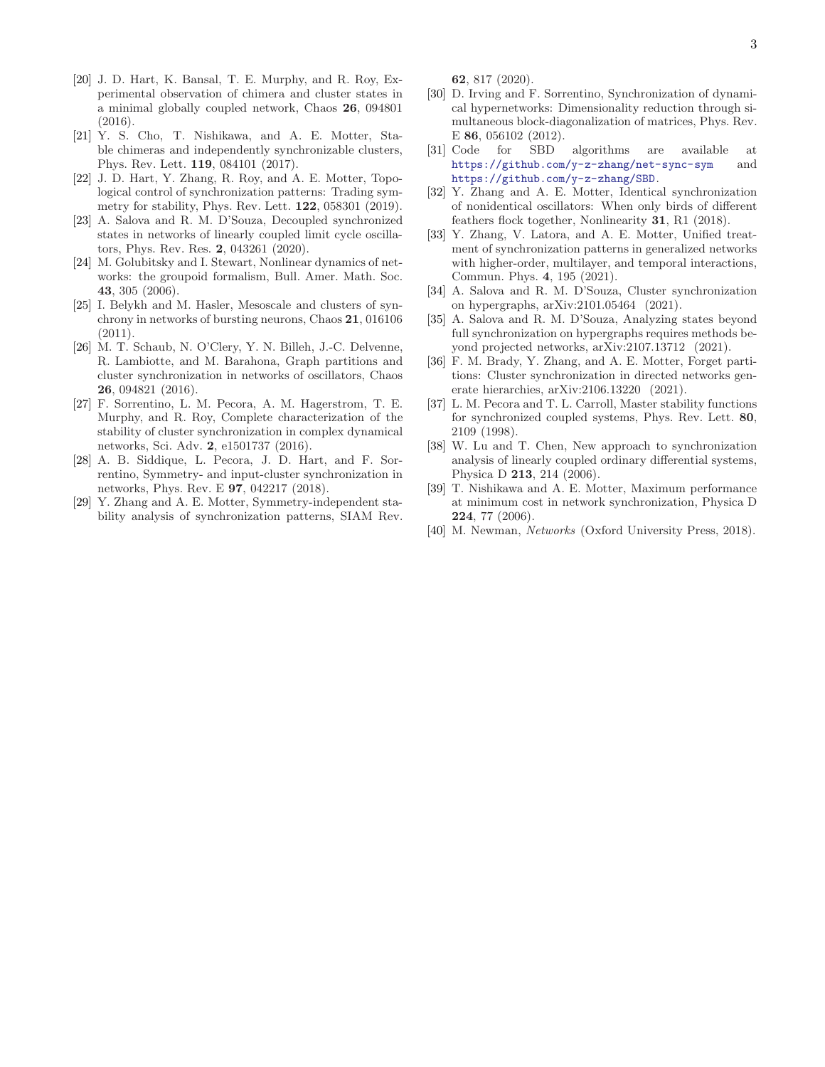[20] J. D. Hart, K. Bansal, T. E. Murphy, and R. Roy, Experimental observation of chimera and cluster states in a minimal globally coupled network, Chaos **26**, 094801 (2016).

[21] Y. S. Cho, T. Nishikawa, and A. E. Motter, Stable chimeras and independently synchronizable clusters, Phys. Rev. Lett. **119**, 084101 (2017).

[22] J. D. Hart, Y. Zhang, R. Roy, and A. E. Motter, Topological control of synchronization patterns: Trading symmetry for stability, Phys. Rev. Lett. **122**, 058301 (2019).

[23] A. Salova and R. M. D'Souza, Decoupled synchronized states in networks of linearly coupled limit cycle oscillators, Phys. Rev. Res. **2**, 043261 (2020).

[24] M. Golubitsky and I. Stewart, Nonlinear dynamics of networks: the groupoid formalism, Bull. Amer. Math. Soc. **43**, 305 (2006).

[25] I. Belykh and M. Hasler, Mesoscale and clusters of synchrony in networks of bursting neurons, Chaos **21**, 016106 (2011).

[26] M. T. Schaub, N. O'Clery, Y. N. Billeh, J.-C. Delvenne, R. Lambiotte, and M. Barahona, Graph partitions and cluster synchronization in networks of oscillators, Chaos **26**, 094821 (2016).

[27] F. Sorrentino, L. M. Pecora, A. M. Hagerstrom, T. E. Murphy, and R. Roy, Complete characterization of the stability of cluster synchronization in complex dynamical networks, Sci. Adv. **2**, e1501737 (2016).

[28] A. B. Siddique, L. Pecora, J. D. Hart, and F. Sorrentino, Symmetry- and input-cluster synchronization in networks, Phys. Rev. E **97**, 042217 (2018).

[29] Y. Zhang and A. E. Motter, Symmetry-independent stability analysis of synchronization patterns, SIAM Rev. **62**, 817 (2020).

[30] D. Irving and F. Sorrentino, Synchronization of dynamical hypernetworks: Dimensionality reduction through simultaneous block-diagonalization of matrices, Phys. Rev. E **86**, 056102 (2012).

[31] Code for SBD algorithms are available at https://github.com/y-z-zhang/net-sync-sym and https://github.com/y-z-zhang/SBD.

[32] Y. Zhang and A. E. Motter, Identical synchronization of nonidentical oscillators: When only birds of different feathers flock together, Nonlinearity **31**, R1 (2018).

[33] Y. Zhang, V. Latora, and A. E. Motter, Unified treatment of synchronization patterns in generalized networks with higher-order, multilayer, and temporal interactions, Commun. Phys. **4**, 195 (2021).

[34] A. Salova and R. M. D'Souza, Cluster synchronization on hypergraphs, arXiv:2101.05464 (2021).

[35] A. Salova and R. M. D'Souza, Analyzing states beyond full synchronization on hypergraphs requires methods beyond projected networks, arXiv:2107.13712 (2021).

[36] F. M. Brady, Y. Zhang, and A. E. Motter, Forget partitions: Cluster synchronization in directed networks generate hierarchies, arXiv:2106.13220 (2021).

[37] L. M. Pecora and T. L. Carroll, Master stability functions for synchronized coupled systems, Phys. Rev. Lett. **80**, 2109 (1998).

[38] W. Lu and T. Chen, New approach to synchronization analysis of linearly coupled ordinary differential systems, Physica D **213**, 214 (2006).

[39] T. Nishikawa and A. E. Motter, Maximum performance at minimum cost in network synchronization, Physica D **224**, 77 (2006).

[40] M. Newman, *Networks* (Oxford University Press, 2018).